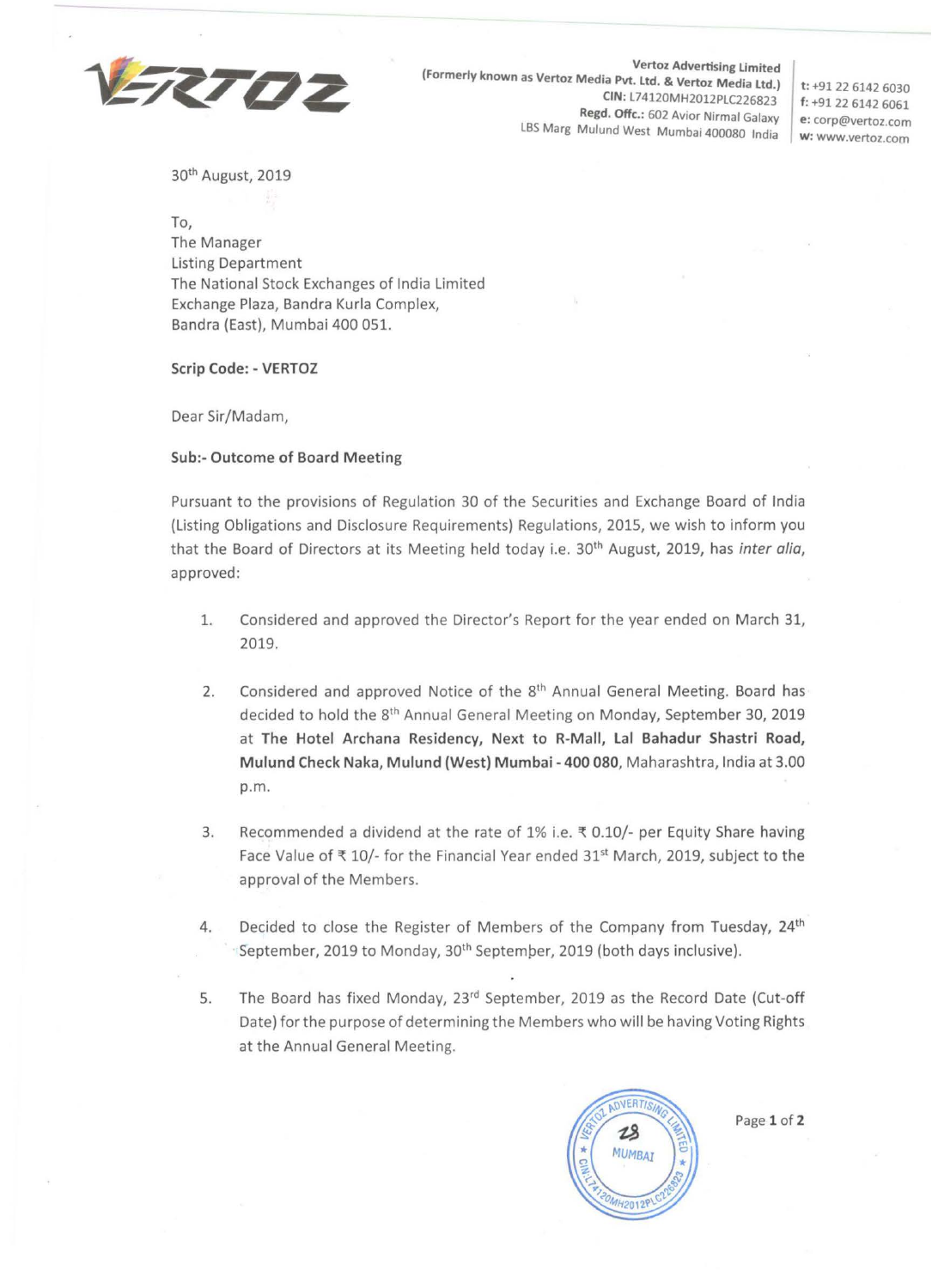Vertoz Advertising Limited
(Formerly known as Vertoz Media Pvt. Ltd. & Vertoz Media Ltd.)
CIN: L74120MH2012PLC226823
Regd. Offc.: 602 Avior Nirmal Galaxy
LBS Marg Mulund West Mumbai 400080 India

t: +91 22 6142 6030
f: +91 22 6142 6061
e: corp@vertoz.com
w: www.vertoz.com

30th August, 2019

To,
The Manager
Listing Department
The National Stock Exchanges of India Limited
Exchange Plaza, Bandra Kurla Complex,
Bandra (East), Mumbai 400 051.

**Scrip Code: - VERTOZ**

Dear Sir/Madam,

**Sub:- Outcome of Board Meeting**

Pursuant to the provisions of Regulation 30 of the Securities and Exchange Board of India (Listing Obligations and Disclosure Requirements) Regulations, 2015, we wish to inform you that the Board of Directors at its Meeting held today i.e. 30th August, 2019, has *inter alia*, approved:

1. Considered and approved the Director's Report for the year ended on March 31, 2019.

2. Considered and approved Notice of the 8th Annual General Meeting. Board has decided to hold the 8th Annual General Meeting on Monday, September 30, 2019 at **The Hotel Archana Residency, Next to R-Mall, Lal Bahadur Shastri Road, Mulund Check Naka, Mulund (West) Mumbai - 400 080**, Maharashtra, India at 3.00 p.m.

3. Recommended a dividend at the rate of 1% i.e. ₹ 0.10/- per Equity Share having Face Value of ₹ 10/- for the Financial Year ended 31st March, 2019, subject to the approval of the Members.

4. Decided to close the Register of Members of the Company from Tuesday, 24th September, 2019 to Monday, 30th September, 2019 (both days inclusive).

5. The Board has fixed Monday, 23rd September, 2019 as the Record Date (Cut-off Date) for the purpose of determining the Members who will be having Voting Rights at the Annual General Meeting.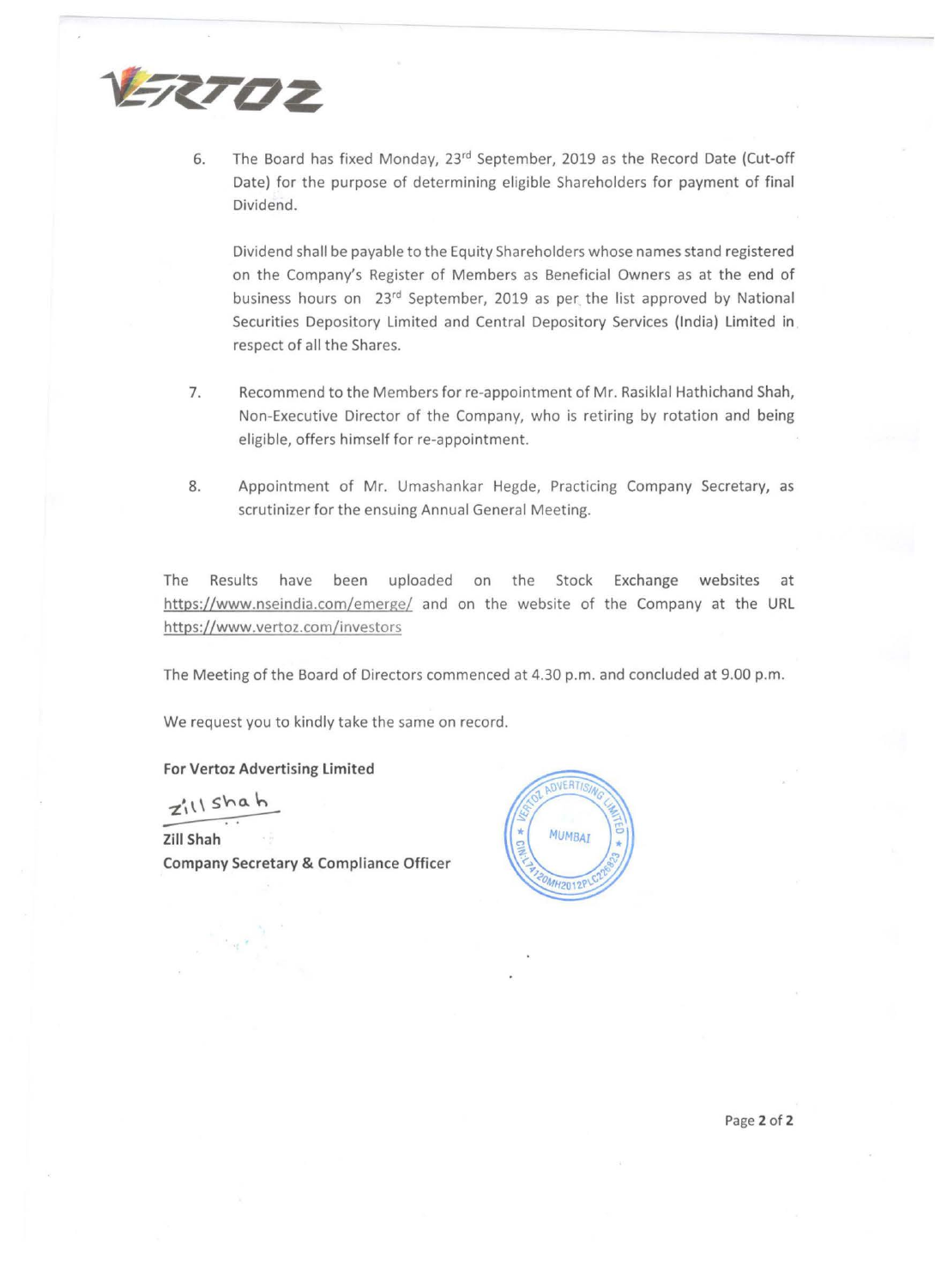6. The Board has fixed Monday, 23rd September, 2019 as the Record Date (Cut-off Date) for the purpose of determining eligible Shareholders for payment of final Dividend.

   Dividend shall be payable to the Equity Shareholders whose names stand registered on the Company's Register of Members as Beneficial Owners as at the end of business hours on 23rd September, 2019 as per the list approved by National Securities Depository Limited and Central Depository Services (India) Limited in respect of all the Shares.

7. Recommend to the Members for re-appointment of Mr. Rasiklal Hathichand Shah, Non-Executive Director of the Company, who is retiring by rotation and being eligible, offers himself for re-appointment.

8. Appointment of Mr. Umashankar Hegde, Practicing Company Secretary, as scrutinizer for the ensuing Annual General Meeting.

The Results have been uploaded on the Stock Exchange websites at https://www.nseindia.com/emerge/ and on the website of the Company at the URL https://www.vertoz.com/investors

The Meeting of the Board of Directors commenced at 4.30 p.m. and concluded at 9.00 p.m.

We request you to kindly take the same on record.

**For Vertoz Advertising Limited**

Zill Shah

**Zill Shah**
**Company Secretary & Compliance Officer**

VERTOZ ADVERTISING LIMITED
MUMBAI
CIN:L74120MH2012PLC226823